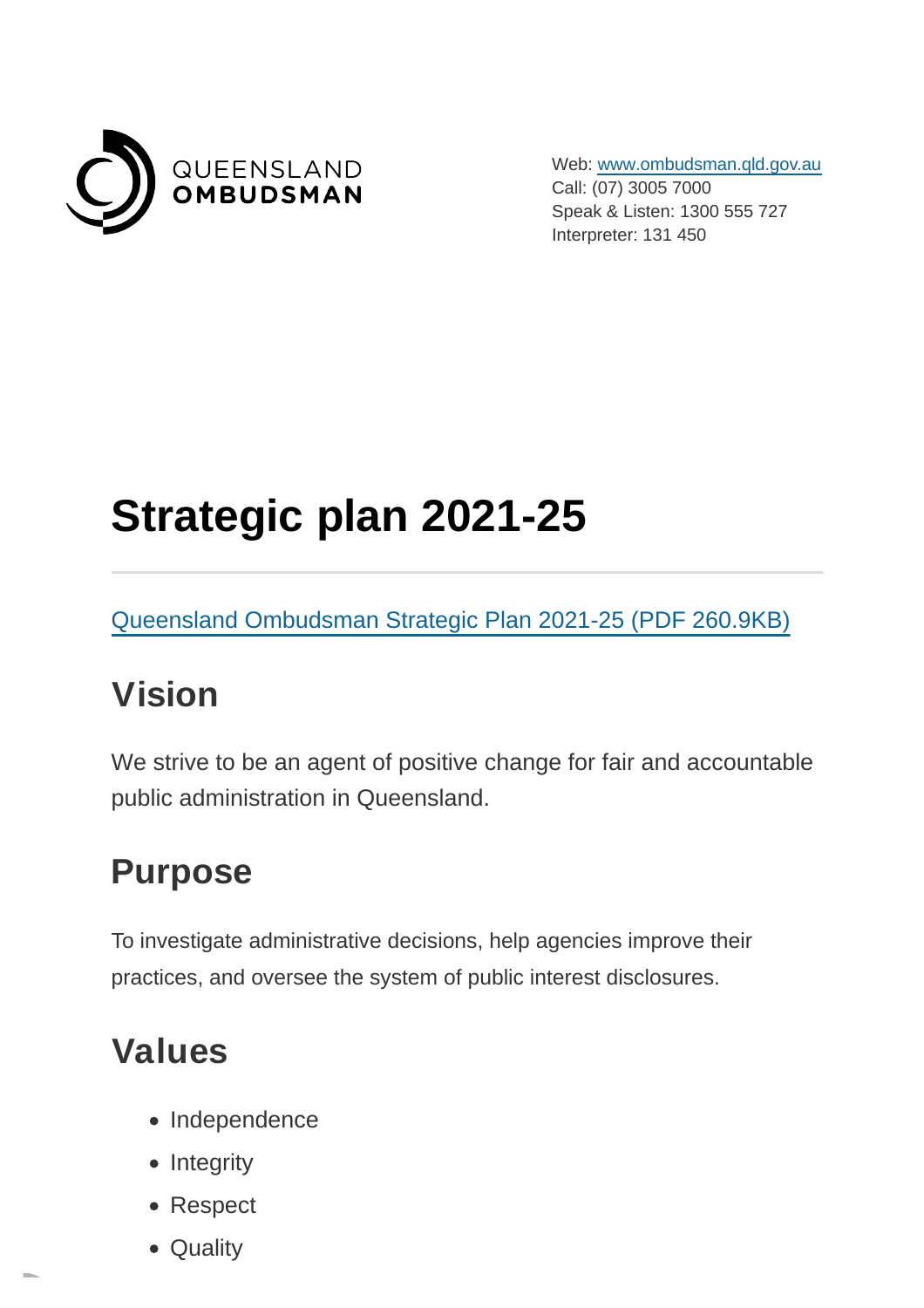QUEENSLAND
**OMBUDSMAN**

Web: [www.ombudsman.qld.gov.au](http://www.ombudsman.qld.gov.au)
Call: (07) 3005 7000
Speak & Listen: 1300 555 727
Interpreter: 131 450

# Strategic plan 2021-25

[Queensland Ombudsman Strategic Plan 2021-25 (PDF 260.9KB)]()

## Vision

We strive to be an agent of positive change for fair and accountable public administration in Queensland.

## Purpose

To investigate administrative decisions, help agencies improve their practices, and oversee the system of public interest disclosures.

## Values

- Independence
- Integrity
- Respect
- Quality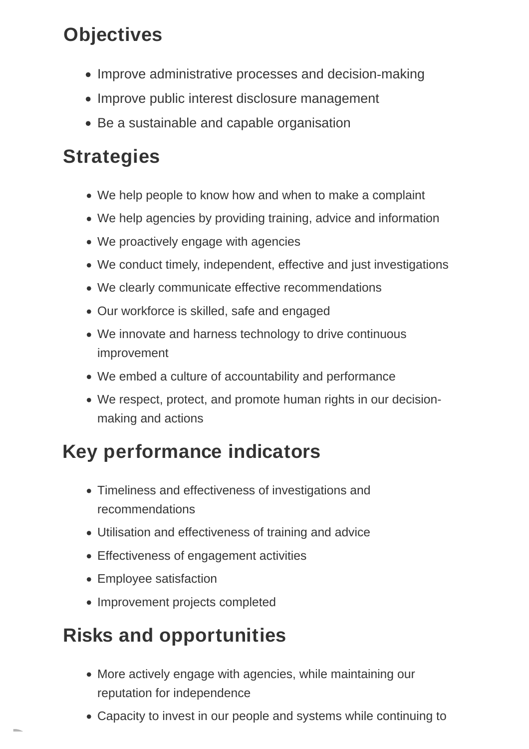## Objectives

- Improve administrative processes and decision-making
- Improve public interest disclosure management
- Be a sustainable and capable organisation

## Strategies

- We help people to know how and when to make a complaint
- We help agencies by providing training, advice and information
- We proactively engage with agencies
- We conduct timely, independent, effective and just investigations
- We clearly communicate effective recommendations
- Our workforce is skilled, safe and engaged
- We innovate and harness technology to drive continuous improvement
- We embed a culture of accountability and performance
- We respect, protect, and promote human rights in our decision-making and actions

## Key performance indicators

- Timeliness and effectiveness of investigations and recommendations
- Utilisation and effectiveness of training and advice
- Effectiveness of engagement activities
- Employee satisfaction
- Improvement projects completed

## Risks and opportunities

- More actively engage with agencies, while maintaining our reputation for independence
- Capacity to invest in our people and systems while continuing to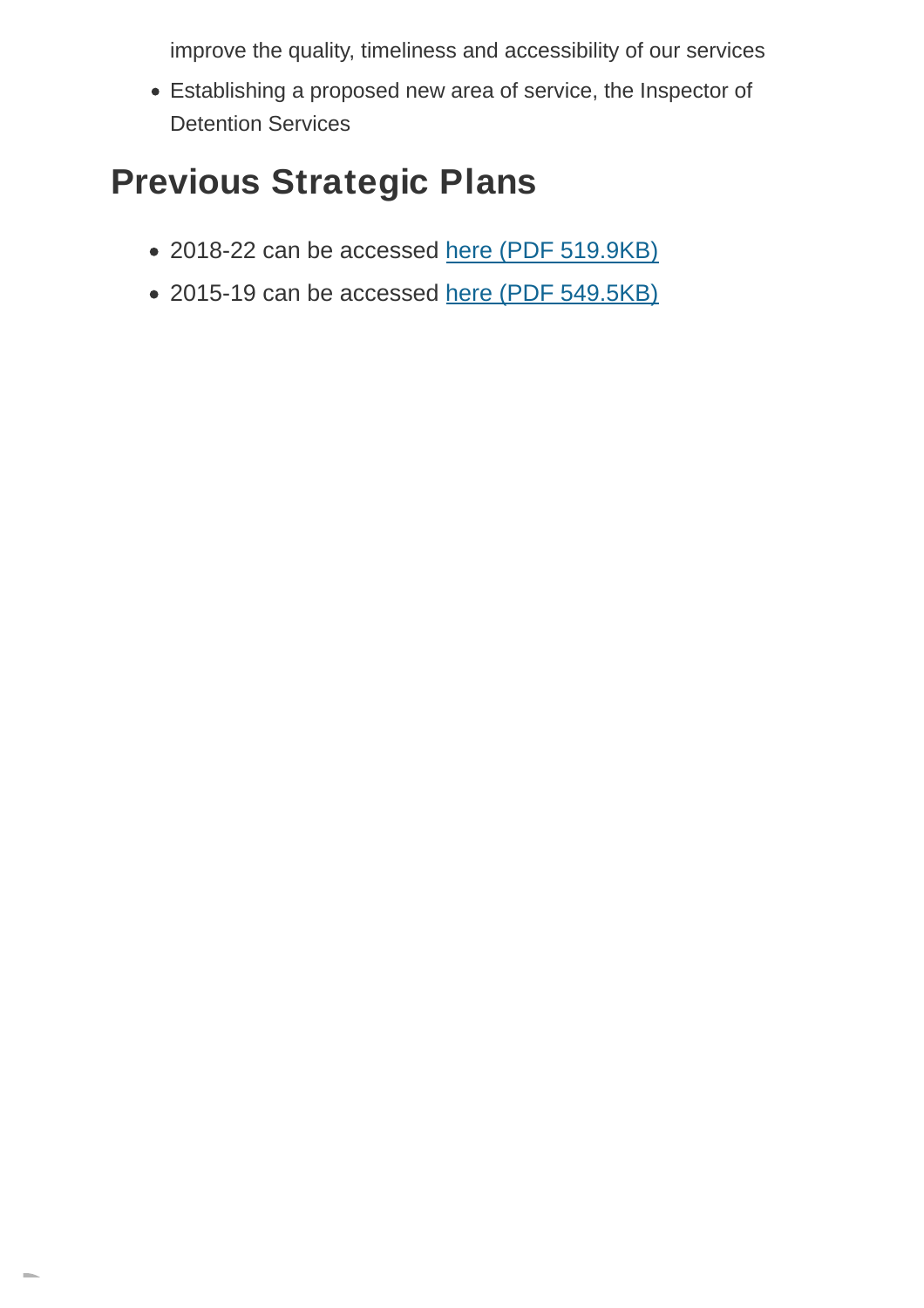improve the quality, timeliness and accessibility of our services

- Establishing a proposed new area of service, the Inspector of Detention Services

## Previous Strategic Plans

- 2018-22 can be accessed here (PDF 519.9KB)
- 2015-19 can be accessed here (PDF 549.5KB)